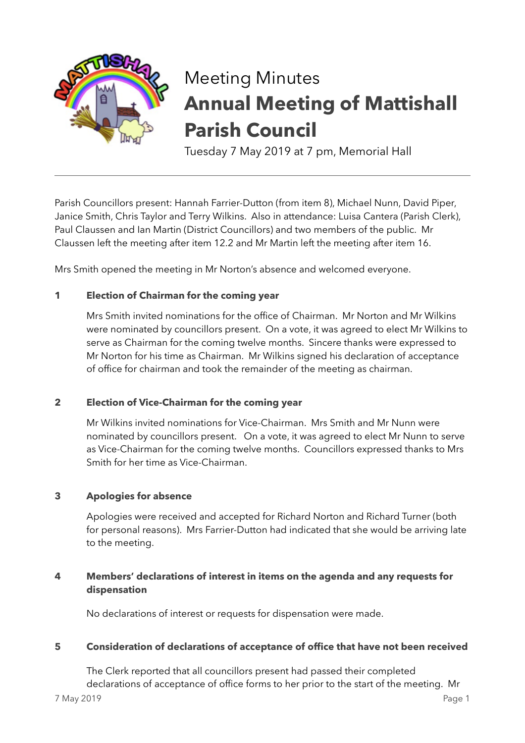# Meeting Minutes

# Annual Meeting of Mattishall Parish Council

Tuesday 7 May 2019 at 7 pm, Memorial Hall

---

Parish Councillors present: Hannah Farrier-Dutton (from item 8), Michael Nunn, David Piper, Janice Smith, Chris Taylor and Terry Wilkins. Also in attendance: Luisa Cantera (Parish Clerk), Paul Claussen and Ian Martin (District Councillors) and two members of the public. Mr Claussen left the meeting after item 12.2 and Mr Martin left the meeting after item 16.

Mrs Smith opened the meeting in Mr Norton's absence and welcomed everyone.

**1 Election of Chairman for the coming year**

Mrs Smith invited nominations for the office of Chairman. Mr Norton and Mr Wilkins were nominated by councillors present. On a vote, it was agreed to elect Mr Wilkins to serve as Chairman for the coming twelve months. Sincere thanks were expressed to Mr Norton for his time as Chairman. Mr Wilkins signed his declaration of acceptance of office for chairman and took the remainder of the meeting as chairman.

**2 Election of Vice-Chairman for the coming year**

Mr Wilkins invited nominations for Vice-Chairman. Mrs Smith and Mr Nunn were nominated by councillors present. On a vote, it was agreed to elect Mr Nunn to serve as Vice-Chairman for the coming twelve months. Councillors expressed thanks to Mrs Smith for her time as Vice-Chairman.

**3 Apologies for absence**

Apologies were received and accepted for Richard Norton and Richard Turner (both for personal reasons). Mrs Farrier-Dutton had indicated that she would be arriving late to the meeting.

**4 Members' declarations of interest in items on the agenda and any requests for dispensation**

No declarations of interest or requests for dispensation were made.

**5 Consideration of declarations of acceptance of office that have not been received**

The Clerk reported that all councillors present had passed their completed declarations of acceptance of office forms to her prior to the start of the meeting. Mr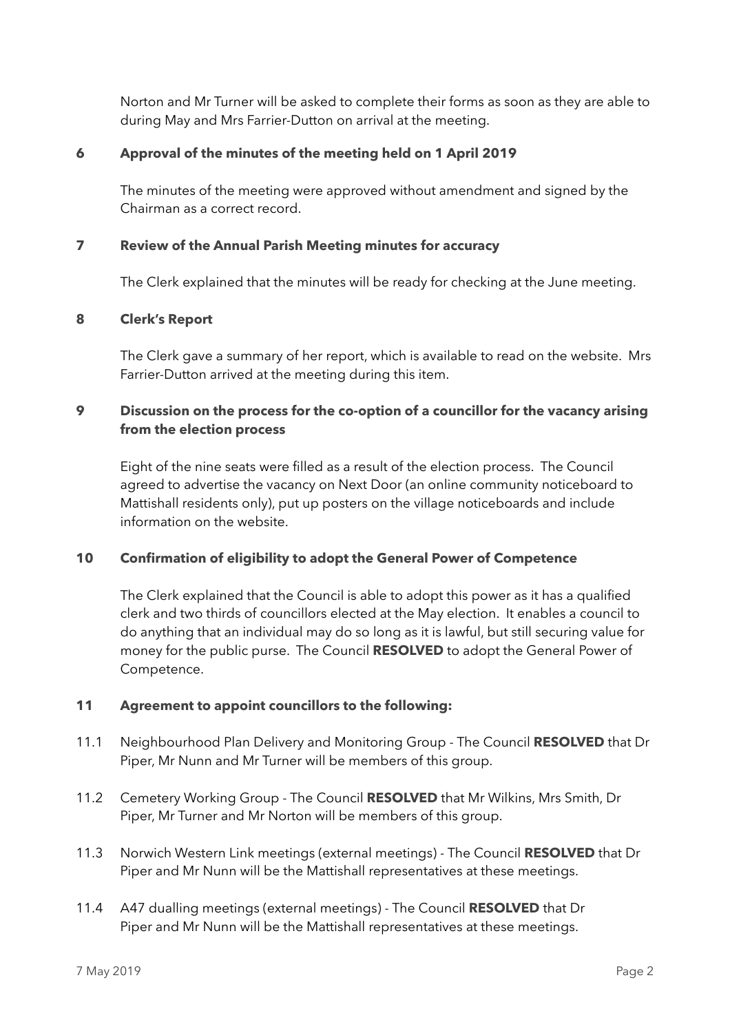Norton and Mr Turner will be asked to complete their forms as soon as they are able to during May and Mrs Farrier-Dutton on arrival at the meeting.

**6 Approval of the minutes of the meeting held on 1 April 2019**

The minutes of the meeting were approved without amendment and signed by the Chairman as a correct record.

**7 Review of the Annual Parish Meeting minutes for accuracy**

The Clerk explained that the minutes will be ready for checking at the June meeting.

**8 Clerk's Report**

The Clerk gave a summary of her report, which is available to read on the website. Mrs Farrier-Dutton arrived at the meeting during this item.

**9 Discussion on the process for the co-option of a councillor for the vacancy arising from the election process**

Eight of the nine seats were filled as a result of the election process. The Council agreed to advertise the vacancy on Next Door (an online community noticeboard to Mattishall residents only), put up posters on the village noticeboards and include information on the website.

**10 Confirmation of eligibility to adopt the General Power of Competence**

The Clerk explained that the Council is able to adopt this power as it has a qualified clerk and two thirds of councillors elected at the May election. It enables a council to do anything that an individual may do so long as it is lawful, but still securing value for money for the public purse. The Council **RESOLVED** to adopt the General Power of Competence.

**11 Agreement to appoint councillors to the following:**

11.1 Neighbourhood Plan Delivery and Monitoring Group - The Council **RESOLVED** that Dr Piper, Mr Nunn and Mr Turner will be members of this group.

11.2 Cemetery Working Group - The Council **RESOLVED** that Mr Wilkins, Mrs Smith, Dr Piper, Mr Turner and Mr Norton will be members of this group.

11.3 Norwich Western Link meetings (external meetings) - The Council **RESOLVED** that Dr Piper and Mr Nunn will be the Mattishall representatives at these meetings.

11.4 A47 dualling meetings (external meetings) - The Council **RESOLVED** that Dr Piper and Mr Nunn will be the Mattishall representatives at these meetings.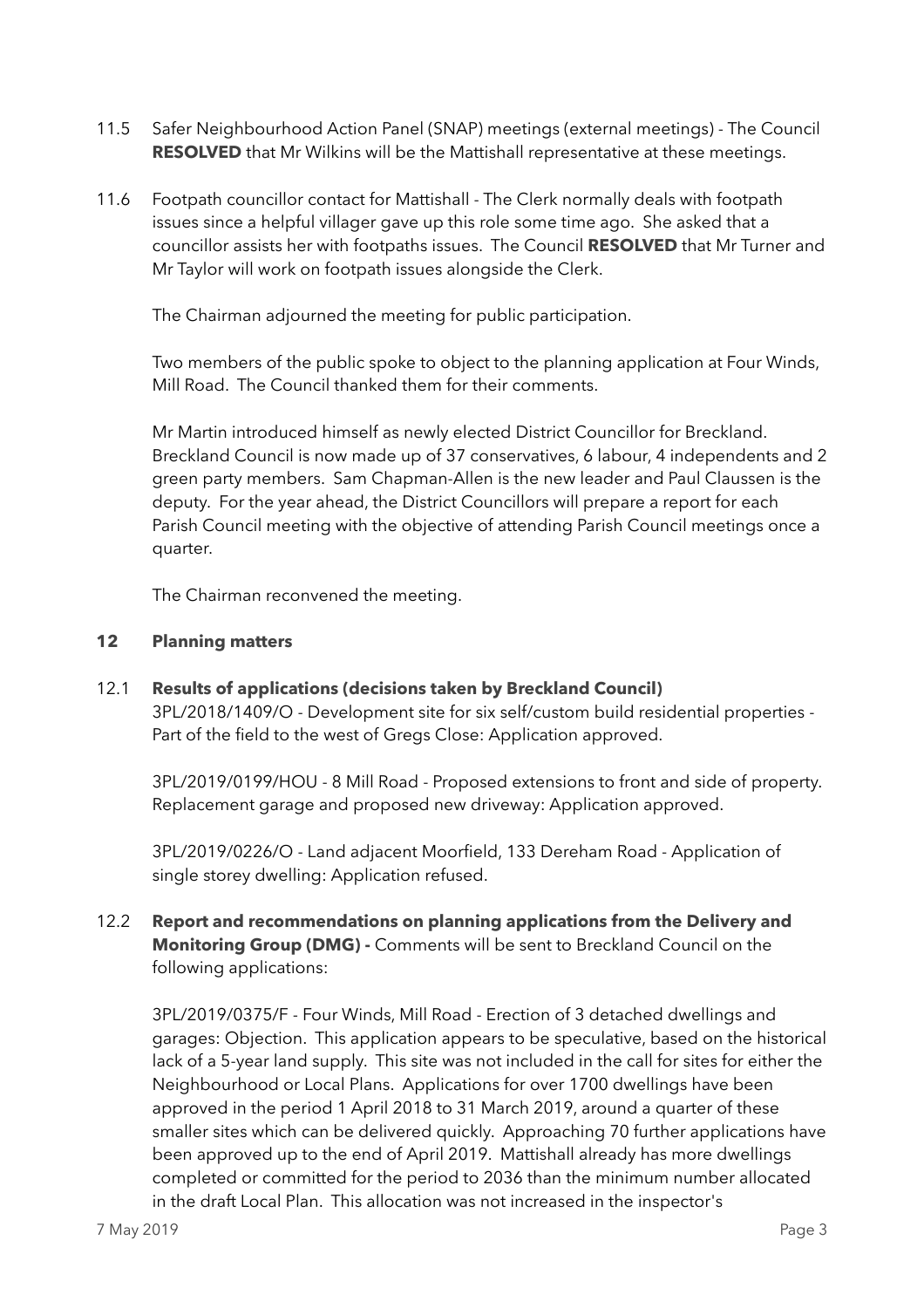11.5 Safer Neighbourhood Action Panel (SNAP) meetings (external meetings) - The Council **RESOLVED** that Mr Wilkins will be the Mattishall representative at these meetings.

11.6 Footpath councillor contact for Mattishall - The Clerk normally deals with footpath issues since a helpful villager gave up this role some time ago. She asked that a councillor assists her with footpaths issues. The Council **RESOLVED** that Mr Turner and Mr Taylor will work on footpath issues alongside the Clerk.

The Chairman adjourned the meeting for public participation.

Two members of the public spoke to object to the planning application at Four Winds, Mill Road. The Council thanked them for their comments.

Mr Martin introduced himself as newly elected District Councillor for Breckland. Breckland Council is now made up of 37 conservatives, 6 labour, 4 independents and 2 green party members. Sam Chapman-Allen is the new leader and Paul Claussen is the deputy. For the year ahead, the District Councillors will prepare a report for each Parish Council meeting with the objective of attending Parish Council meetings once a quarter.

The Chairman reconvened the meeting.

## 12 Planning matters

12.1 **Results of applications (decisions taken by Breckland Council)**
3PL/2018/1409/O - Development site for six self/custom build residential properties - Part of the field to the west of Gregs Close: Application approved.

3PL/2019/0199/HOU - 8 Mill Road - Proposed extensions to front and side of property. Replacement garage and proposed new driveway: Application approved.

3PL/2019/0226/O - Land adjacent Moorfield, 133 Dereham Road - Application of single storey dwelling: Application refused.

12.2 **Report and recommendations on planning applications from the Delivery and Monitoring Group (DMG) -** Comments will be sent to Breckland Council on the following applications:

3PL/2019/0375/F - Four Winds, Mill Road - Erection of 3 detached dwellings and garages: Objection. This application appears to be speculative, based on the historical lack of a 5-year land supply. This site was not included in the call for sites for either the Neighbourhood or Local Plans. Applications for over 1700 dwellings have been approved in the period 1 April 2018 to 31 March 2019, around a quarter of these smaller sites which can be delivered quickly. Approaching 70 further applications have been approved up to the end of April 2019. Mattishall already has more dwellings completed or committed for the period to 2036 than the minimum number allocated in the draft Local Plan. This allocation was not increased in the inspector's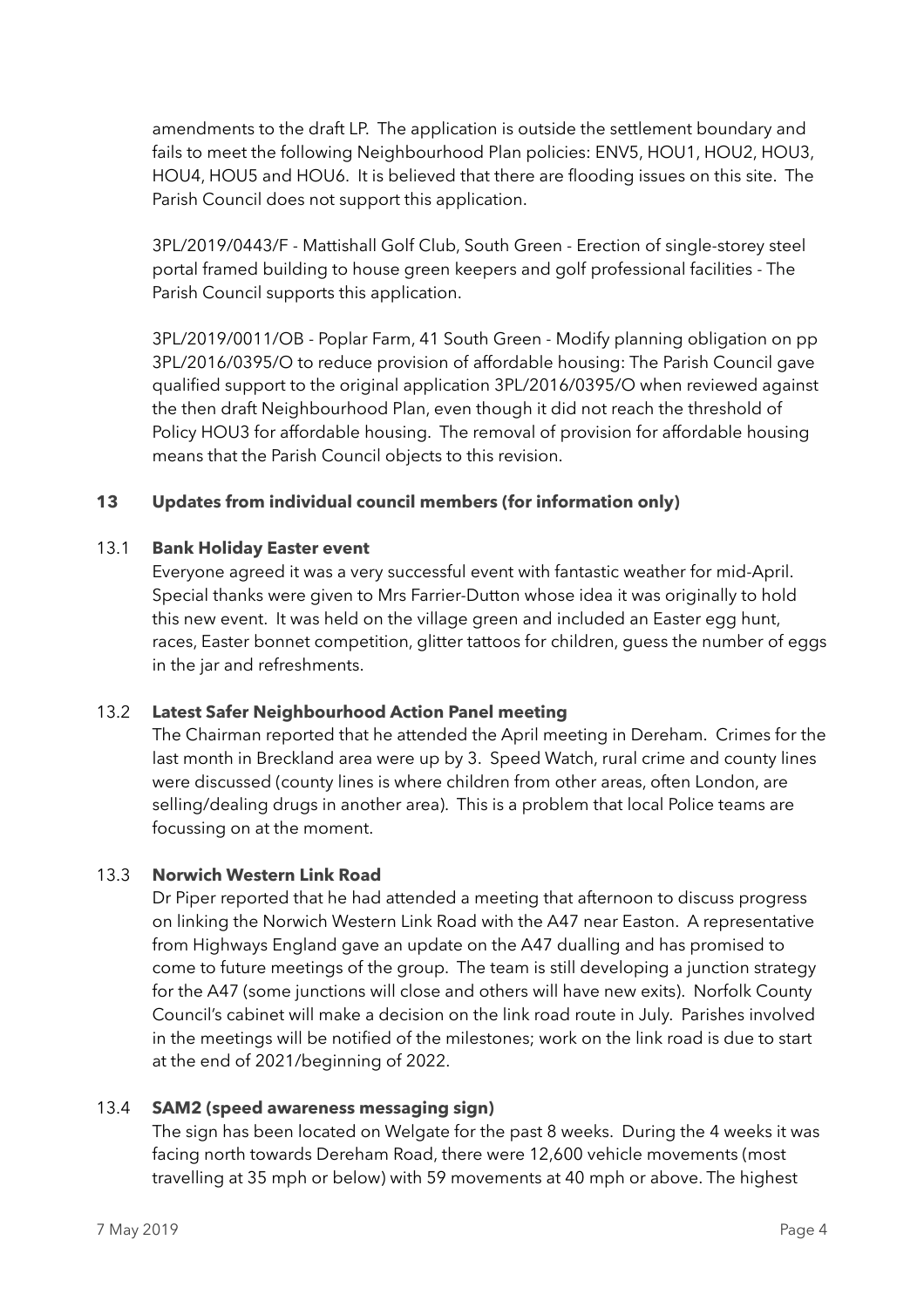amendments to the draft LP. The application is outside the settlement boundary and fails to meet the following Neighbourhood Plan policies: ENV5, HOU1, HOU2, HOU3, HOU4, HOU5 and HOU6. It is believed that there are flooding issues on this site. The Parish Council does not support this application.

3PL/2019/0443/F - Mattishall Golf Club, South Green - Erection of single-storey steel portal framed building to house green keepers and golf professional facilities - The Parish Council supports this application.

3PL/2019/0011/OB - Poplar Farm, 41 South Green - Modify planning obligation on pp 3PL/2016/0395/O to reduce provision of affordable housing: The Parish Council gave qualified support to the original application 3PL/2016/0395/O when reviewed against the then draft Neighbourhood Plan, even though it did not reach the threshold of Policy HOU3 for affordable housing. The removal of provision for affordable housing means that the Parish Council objects to this revision.

## 13 Updates from individual council members (for information only)

### 13.1 Bank Holiday Easter event

Everyone agreed it was a very successful event with fantastic weather for mid-April. Special thanks were given to Mrs Farrier-Dutton whose idea it was originally to hold this new event. It was held on the village green and included an Easter egg hunt, races, Easter bonnet competition, glitter tattoos for children, guess the number of eggs in the jar and refreshments.

### 13.2 Latest Safer Neighbourhood Action Panel meeting

The Chairman reported that he attended the April meeting in Dereham. Crimes for the last month in Breckland area were up by 3. Speed Watch, rural crime and county lines were discussed (county lines is where children from other areas, often London, are selling/dealing drugs in another area). This is a problem that local Police teams are focussing on at the moment.

### 13.3 Norwich Western Link Road

Dr Piper reported that he had attended a meeting that afternoon to discuss progress on linking the Norwich Western Link Road with the A47 near Easton. A representative from Highways England gave an update on the A47 dualling and has promised to come to future meetings of the group. The team is still developing a junction strategy for the A47 (some junctions will close and others will have new exits). Norfolk County Council's cabinet will make a decision on the link road route in July. Parishes involved in the meetings will be notified of the milestones; work on the link road is due to start at the end of 2021/beginning of 2022.

### 13.4 SAM2 (speed awareness messaging sign)

The sign has been located on Welgate for the past 8 weeks. During the 4 weeks it was facing north towards Dereham Road, there were 12,600 vehicle movements (most travelling at 35 mph or below) with 59 movements at 40 mph or above. The highest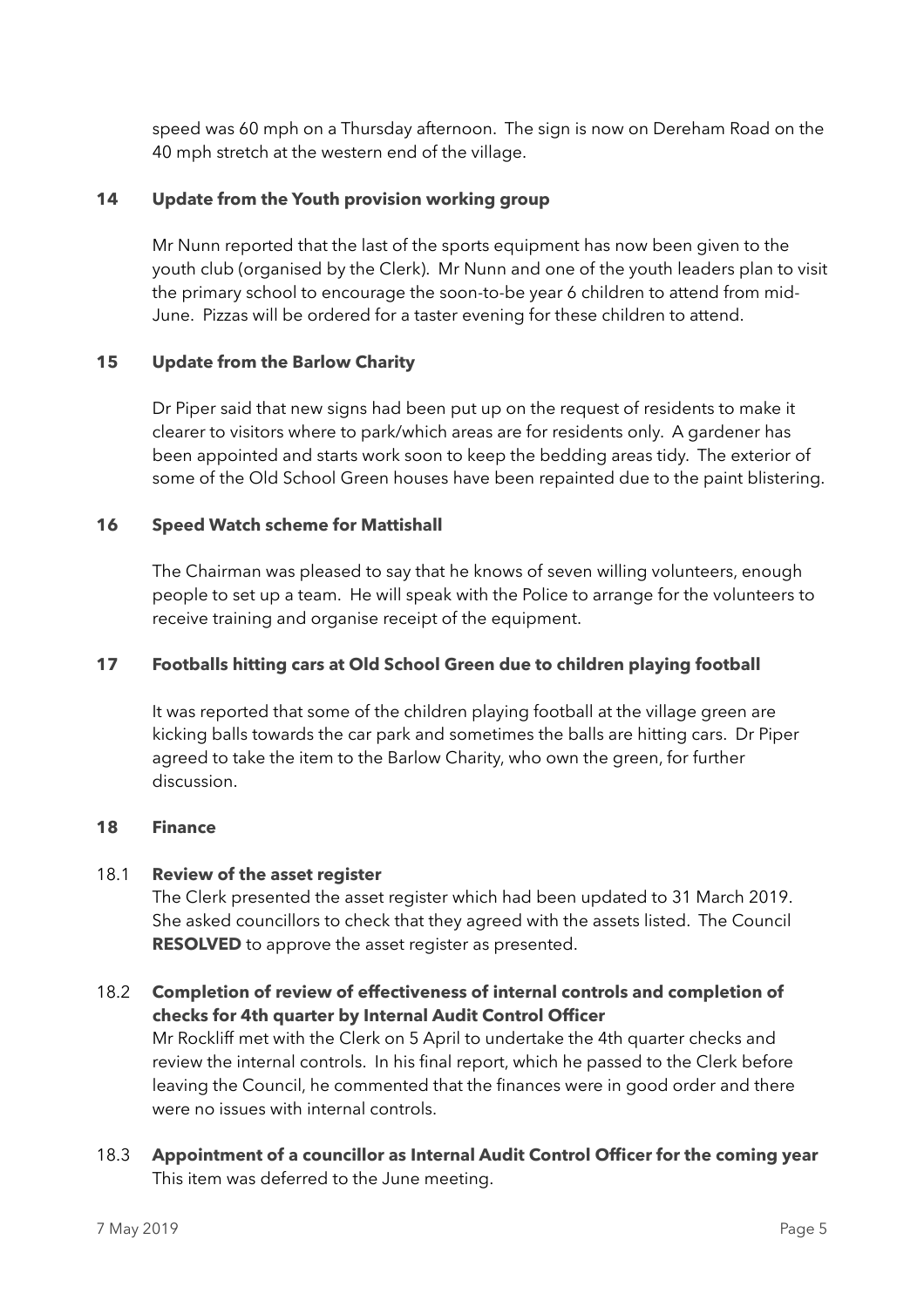speed was 60 mph on a Thursday afternoon. The sign is now on Dereham Road on the 40 mph stretch at the western end of the village.

## 14 Update from the Youth provision working group

Mr Nunn reported that the last of the sports equipment has now been given to the youth club (organised by the Clerk). Mr Nunn and one of the youth leaders plan to visit the primary school to encourage the soon-to-be year 6 children to attend from mid-June. Pizzas will be ordered for a taster evening for these children to attend.

## 15 Update from the Barlow Charity

Dr Piper said that new signs had been put up on the request of residents to make it clearer to visitors where to park/which areas are for residents only. A gardener has been appointed and starts work soon to keep the bedding areas tidy. The exterior of some of the Old School Green houses have been repainted due to the paint blistering.

## 16 Speed Watch scheme for Mattishall

The Chairman was pleased to say that he knows of seven willing volunteers, enough people to set up a team. He will speak with the Police to arrange for the volunteers to receive training and organise receipt of the equipment.

## 17 Footballs hitting cars at Old School Green due to children playing football

It was reported that some of the children playing football at the village green are kicking balls towards the car park and sometimes the balls are hitting cars. Dr Piper agreed to take the item to the Barlow Charity, who own the green, for further discussion.

## 18 Finance

### 18.1 Review of the asset register

The Clerk presented the asset register which had been updated to 31 March 2019. She asked councillors to check that they agreed with the assets listed. The Council **RESOLVED** to approve the asset register as presented.

### 18.2 Completion of review of effectiveness of internal controls and completion of checks for 4th quarter by Internal Audit Control Officer

Mr Rockliff met with the Clerk on 5 April to undertake the 4th quarter checks and review the internal controls. In his final report, which he passed to the Clerk before leaving the Council, he commented that the finances were in good order and there were no issues with internal controls.

### 18.3 Appointment of a councillor as Internal Audit Control Officer for the coming year

This item was deferred to the June meeting.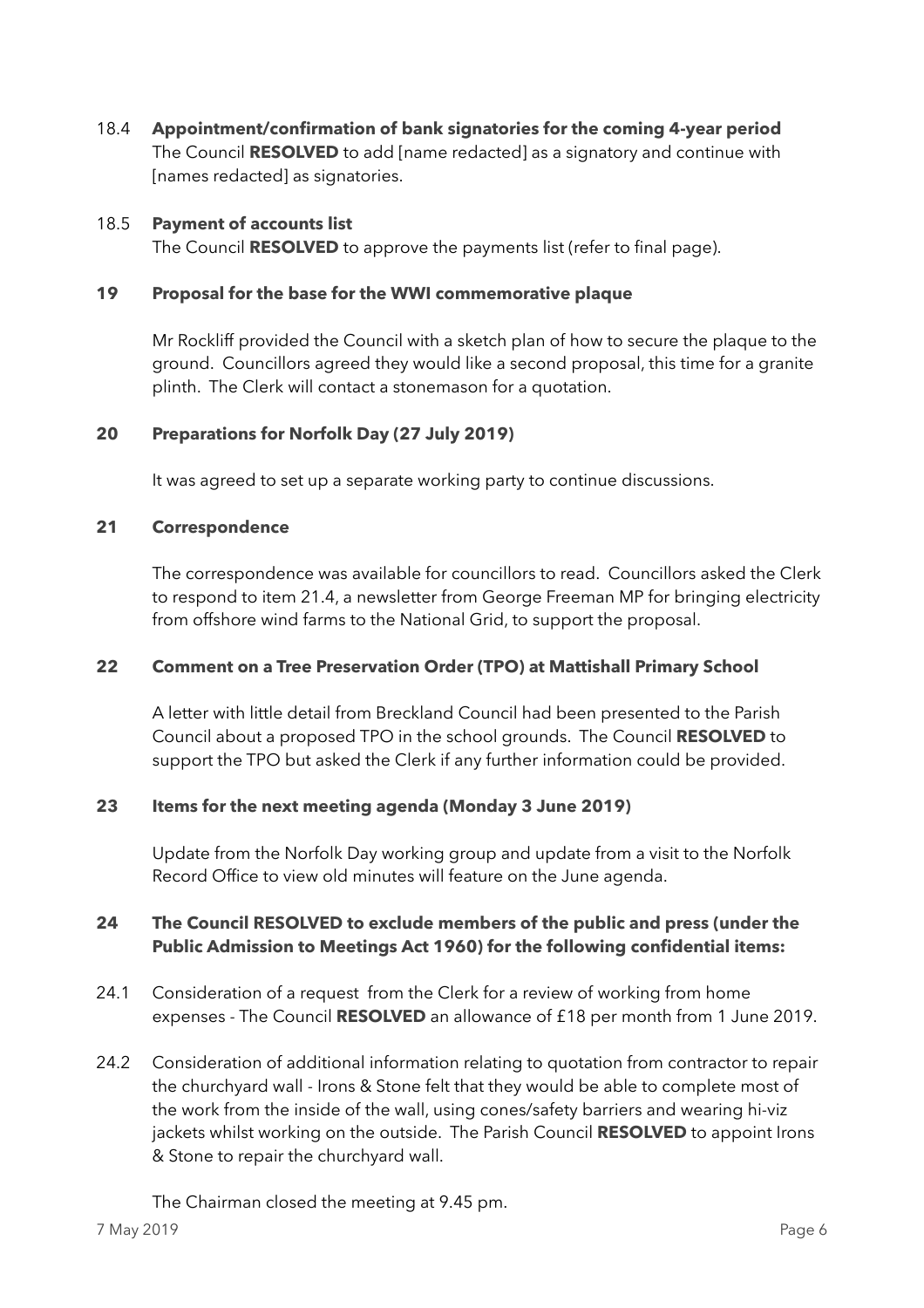18.4 **Appointment/confirmation of bank signatories for the coming 4-year period**
The Council **RESOLVED** to add [name redacted] as a signatory and continue with [names redacted] as signatories.

18.5 **Payment of accounts list**
The Council **RESOLVED** to approve the payments list (refer to final page).

**19 Proposal for the base for the WWI commemorative plaque**

Mr Rockliff provided the Council with a sketch plan of how to secure the plaque to the ground. Councillors agreed they would like a second proposal, this time for a granite plinth. The Clerk will contact a stonemason for a quotation.

**20 Preparations for Norfolk Day (27 July 2019)**

It was agreed to set up a separate working party to continue discussions.

**21 Correspondence**

The correspondence was available for councillors to read. Councillors asked the Clerk to respond to item 21.4, a newsletter from George Freeman MP for bringing electricity from offshore wind farms to the National Grid, to support the proposal.

**22 Comment on a Tree Preservation Order (TPO) at Mattishall Primary School**

A letter with little detail from Breckland Council had been presented to the Parish Council about a proposed TPO in the school grounds. The Council **RESOLVED** to support the TPO but asked the Clerk if any further information could be provided.

**23 Items for the next meeting agenda (Monday 3 June 2019)**

Update from the Norfolk Day working group and update from a visit to the Norfolk Record Office to view old minutes will feature on the June agenda.

**24 The Council RESOLVED to exclude members of the public and press (under the Public Admission to Meetings Act 1960) for the following confidential items:**

24.1 Consideration of a request from the Clerk for a review of working from home expenses - The Council **RESOLVED** an allowance of £18 per month from 1 June 2019.

24.2 Consideration of additional information relating to quotation from contractor to repair the churchyard wall - Irons & Stone felt that they would be able to complete most of the work from the inside of the wall, using cones/safety barriers and wearing hi-viz jackets whilst working on the outside. The Parish Council **RESOLVED** to appoint Irons & Stone to repair the churchyard wall.

The Chairman closed the meeting at 9.45 pm.

7 May 2019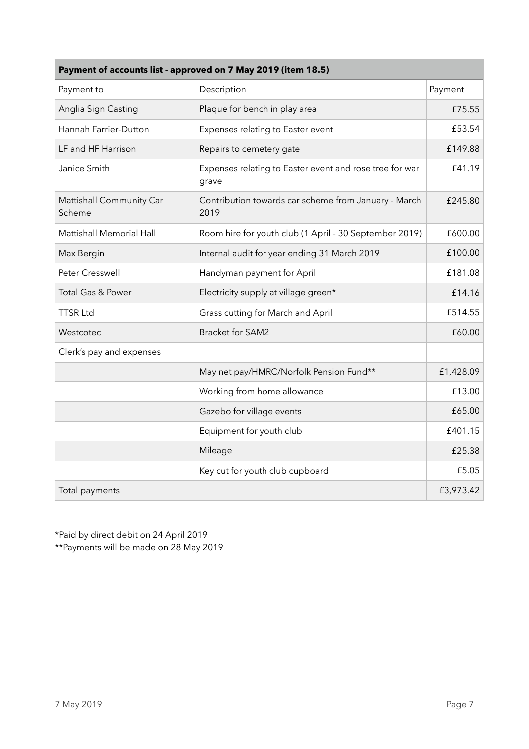| Payment of accounts list - approved on 7 May 2019 (item 18.5) | | |
|---|---|---|
| Payment to | Description | Payment |
| Anglia Sign Casting | Plaque for bench in play area | £75.55 |
| Hannah Farrier-Dutton | Expenses relating to Easter event | £53.54 |
| LF and HF Harrison | Repairs to cemetery gate | £149.88 |
| Janice Smith | Expenses relating to Easter event and rose tree for war grave | £41.19 |
| Mattishall Community Car Scheme | Contribution towards car scheme from January - March 2019 | £245.80 |
| Mattishall Memorial Hall | Room hire for youth club (1 April - 30 September 2019) | £600.00 |
| Max Bergin | Internal audit for year ending 31 March 2019 | £100.00 |
| Peter Cresswell | Handyman payment for April | £181.08 |
| Total Gas & Power | Electricity supply at village green* | £14.16 |
| TTSR Ltd | Grass cutting for March and April | £514.55 |
| Westcotec | Bracket for SAM2 | £60.00 |
| Clerk's pay and expenses | | |
| | May net pay/HMRC/Norfolk Pension Fund** | £1,428.09 |
| | Working from home allowance | £13.00 |
| | Gazebo for village events | £65.00 |
| | Equipment for youth club | £401.15 |
| | Mileage | £25.38 |
| | Key cut for youth club cupboard | £5.05 |
| Total payments | | £3,973.42 |

*Paid by direct debit on 24 April 2019
**Payments will be made on 28 May 2019